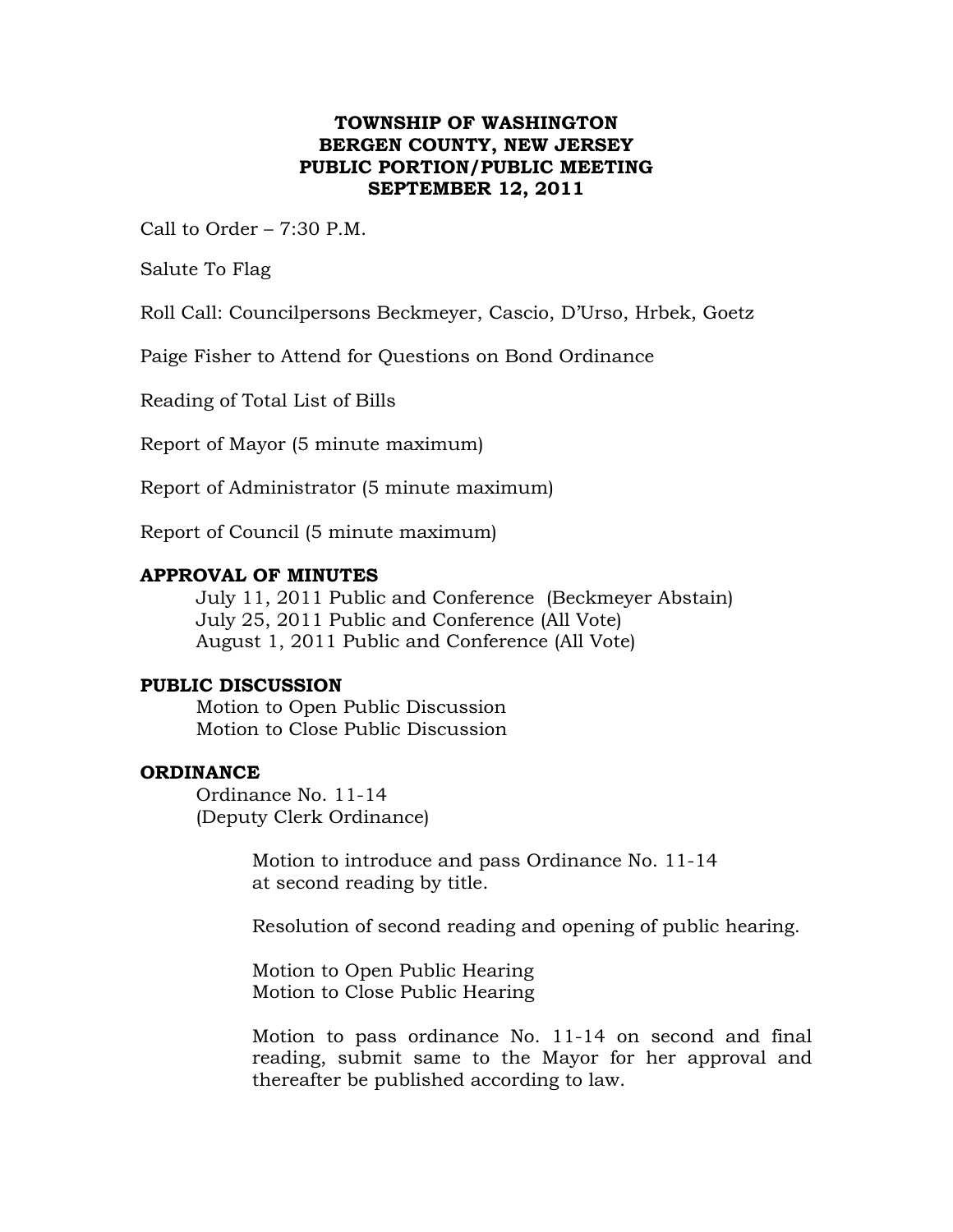**TOWNSHIP OF WASHINGTON**
**BERGEN COUNTY, NEW JERSEY**
**PUBLIC PORTION/PUBLIC MEETING**
**SEPTEMBER 12, 2011**

Call to Order – 7:30 P.M.

Salute To Flag

Roll Call: Councilpersons Beckmeyer, Cascio, D'Urso, Hrbek, Goetz

Paige Fisher to Attend for Questions on Bond Ordinance

Reading of Total List of Bills

Report of Mayor (5 minute maximum)

Report of Administrator (5 minute maximum)

Report of Council (5 minute maximum)

**APPROVAL OF MINUTES**

July 11, 2011 Public and Conference (Beckmeyer Abstain)
July 25, 2011 Public and Conference (All Vote)
August 1, 2011 Public and Conference (All Vote)

**PUBLIC DISCUSSION**

Motion to Open Public Discussion
Motion to Close Public Discussion

**ORDINANCE**

Ordinance No. 11-14
(Deputy Clerk Ordinance)

Motion to introduce and pass Ordinance No. 11-14 at second reading by title.

Resolution of second reading and opening of public hearing.

Motion to Open Public Hearing
Motion to Close Public Hearing

Motion to pass ordinance No. 11-14 on second and final reading, submit same to the Mayor for her approval and thereafter be published according to law.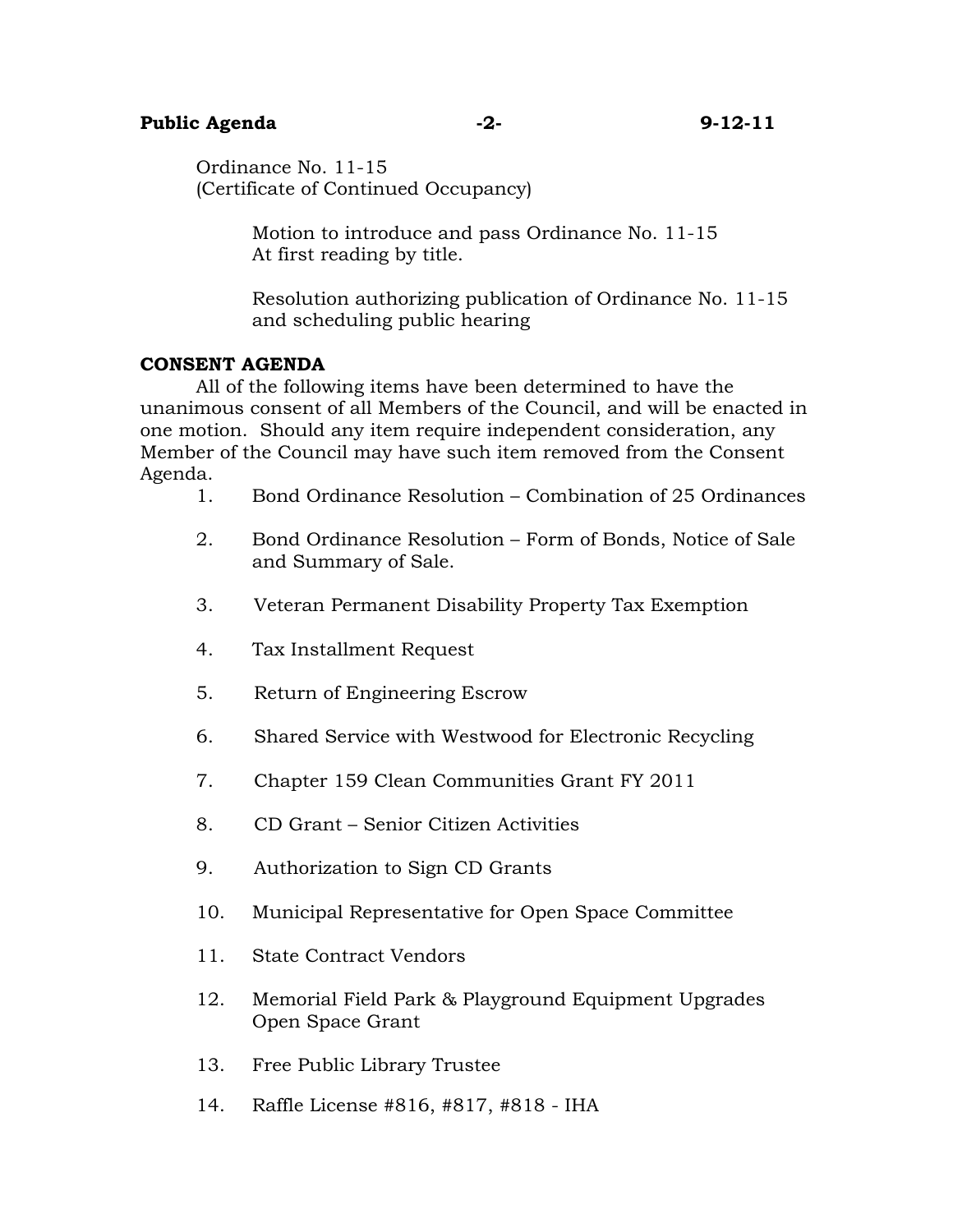Ordinance No. 11-15
(Certificate of Continued Occupancy)

Motion to introduce and pass Ordinance No. 11-15
At first reading by title.

Resolution authorizing publication of Ordinance No. 11-15
and scheduling public hearing

**CONSENT AGENDA**

All of the following items have been determined to have the unanimous consent of all Members of the Council, and will be enacted in one motion. Should any item require independent consideration, any Member of the Council may have such item removed from the Consent Agenda.

1. Bond Ordinance Resolution – Combination of 25 Ordinances

2. Bond Ordinance Resolution – Form of Bonds, Notice of Sale and Summary of Sale.

3. Veteran Permanent Disability Property Tax Exemption

4. Tax Installment Request

5. Return of Engineering Escrow

6. Shared Service with Westwood for Electronic Recycling

7. Chapter 159 Clean Communities Grant FY 2011

8. CD Grant – Senior Citizen Activities

9. Authorization to Sign CD Grants

10. Municipal Representative for Open Space Committee

11. State Contract Vendors

12. Memorial Field Park & Playground Equipment Upgrades Open Space Grant

13. Free Public Library Trustee

14. Raffle License #816, #817, #818 - IHA